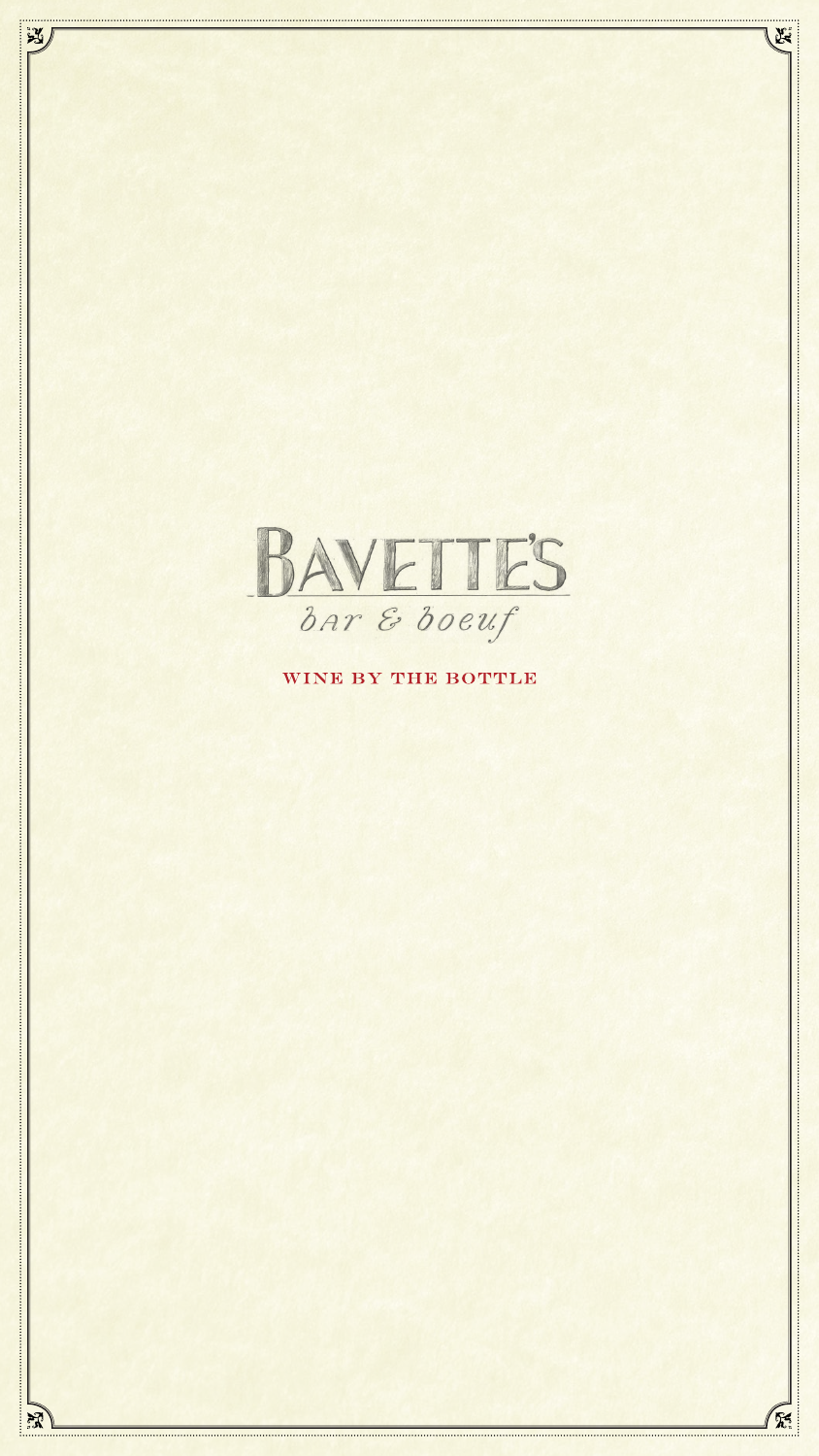# BAVETTE'S

*bar & boeuf*

## WINE BY THE BOTTLE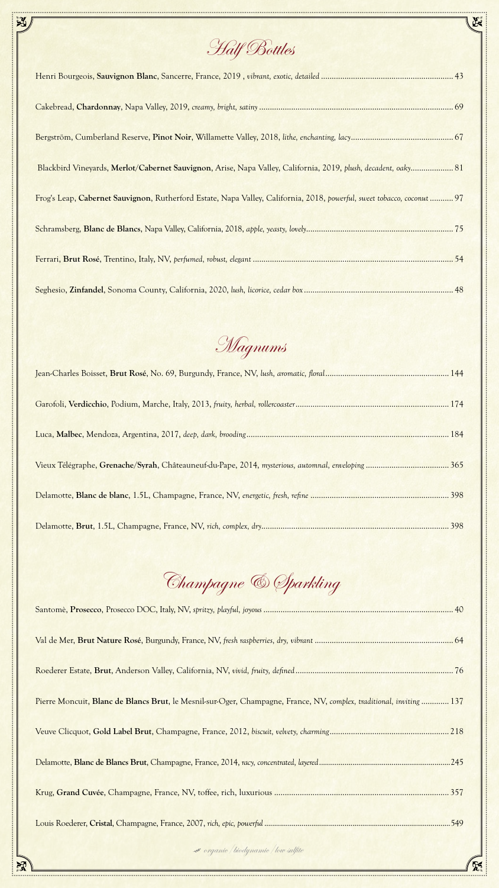# Half Bottles

Henri Bourgeois, **Sauvignon Blanc**, Sancerre, France, 2019 , *vibrant, exotic, detailed* .............................................................. 43

Cakebread, **Chardonnay**, Napa Valley, 2019, *creamy, bright, satiny* .............................................................. 69

Bergström, Cumberland Reserve, **Pinot Noir**, Willamette Valley, 2018, *lithe, enchanting, lacy*.............................................................. 67

Blackbird Vineyards, **Merlot/Cabernet Sauvignon**, Arise, Napa Valley, California, 2019, *plush, decadent, oaky*.................... 81

Frog's Leap, **Cabernet Sauvignon**, Rutherford Estate, Napa Valley, California, 2018, *powerful, sweet tobacco, coconut* ........... 97

Schramsberg, **Blanc de Blancs**, Napa Valley, California, 2018, *apple, yeasty, lovely*.............................................................. 75

Ferrari, **Brut Rosé**, Trentino, Italy, NV, *perfumed, robust, elegant* .............................................................. 54

Seghesio, **Zinfandel**, Sonoma County, California, 2020, *lush, licorice, cedar box* .............................................................. 48

# Magnums

Jean-Charles Boisset, **Brut Rosé**, No. 69, Burgundy, France, NV, *lush, aromatic, floral*.............................................................. 144

Garofoli, **Verdicchio**, Podium, Marche, Italy, 2013, *fruity, herbal, rollercoaster*.............................................................. 174

Luca, **Malbec**, Mendoza, Argentina, 2017, *deep, dark, brooding*.............................................................. 184

Vieux Télégraphe, **Grenache/Syrah**, Châteauneuf-du-Pape, 2014, *mysterious, automnal, enveloping* ....................................... 365

Delamotte, **Blanc de blanc**, 1.5L, Champagne, France, NV, *energetic, fresh, refine* .............................................................. 398

Delamotte, **Brut**, 1.5L, Champagne, France, NV, *rich, complex, dry*.............................................................. 398

# Champagne & Sparkling

Santomè, **Prosecco**, Prosecco DOC, Italy, NV, *spritzy, playful, joyous* .............................................................. 40

Val de Mer, **Brut Nature Rosé**, Burgundy, France, NV, *fresh raspberries, dry, vibrant* .............................................................. 64

Roederer Estate, **Brut**, Anderson Valley, California, NV, *vivid, fruity, defined*.............................................................. 76

Pierre Moncuit, **Blanc de Blancs Brut**, le Mesnil-sur-Oger, Champagne, France, NV, *complex, traditional, inviting* ............. 137

Veuve Clicquot, **Gold Label Brut**, Champagne, France, 2012, *biscuit, velvety, charming*.............................................................. 218

Delamotte, **Blanc de Blancs Brut**, Champagne, France, 2014, *racy, concentrated, layered*..............................................................245

Krug, **Grand Cuvée**, Champagne, France, NV, toffee, rich, luxurious .............................................................. 357

Louis Roederer, **Cristal**, Champagne, France, 2007, *rich, epic, powerful*..............................................................549

*organic / biodynamic / low-sulfite*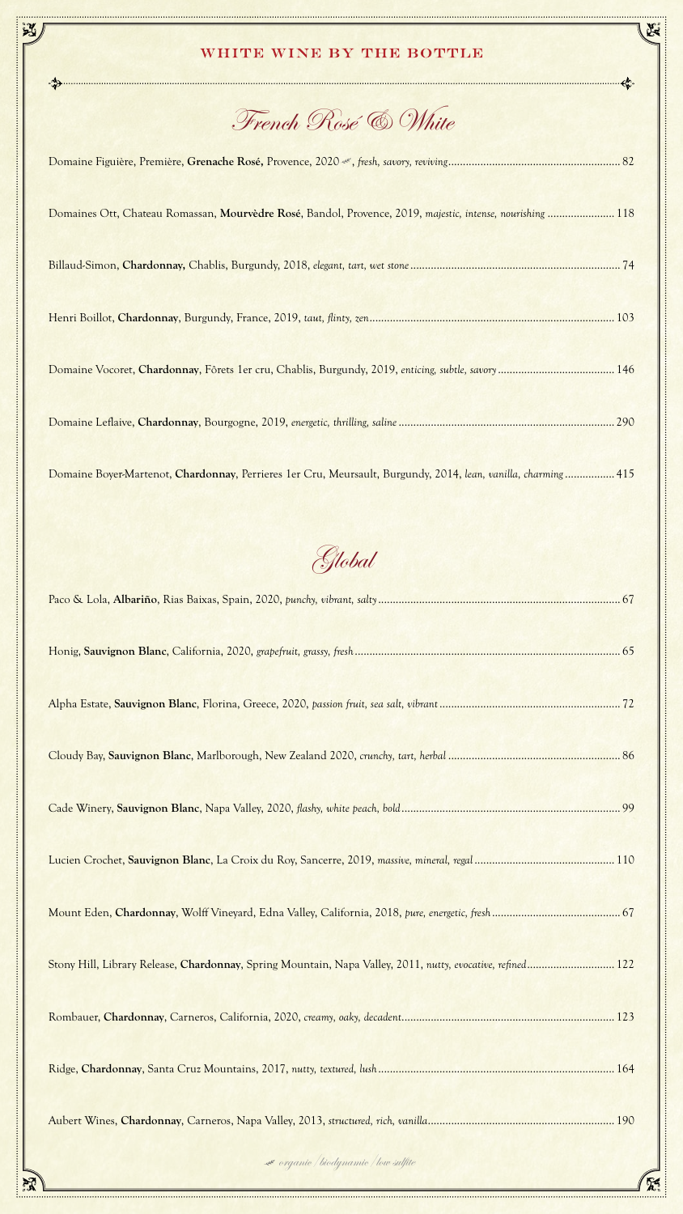## WHITE WINE BY THE BOTTLE

### French Rosé & White

Domaine Figuière, Première, **Grenache Rosé,** Provence, 2020 ❧, *fresh, savory, reviving* .......... 82

Domaines Ott, Chateau Romassan, **Mourvèdre Rosé**, Bandol, Provence, 2019, *majestic, intense, nourishing* .......... 118

Billaud-Simon, **Chardonnay,** Chablis, Burgundy, 2018, *elegant, tart, wet stone* .......... 74

Henri Boillot, **Chardonnay**, Burgundy, France, 2019, *taut, flinty, zen* .......... 103

Domaine Vocoret, **Chardonnay**, Fôrets 1er cru, Chablis, Burgundy, 2019, *enticing, subtle, savory* .......... 146

Domaine Leflaive, **Chardonnay**, Bourgogne, 2019, *energetic, thrilling, saline* .......... 290

Domaine Boyer-Martenot, **Chardonnay**, Perrieres 1er Cru, Meursault, Burgundy, 2014, *lean, vanilla, charming* .......... 415

### Global

Paco & Lola, **Albariño**, Rias Baixas, Spain, 2020, *punchy, vibrant, salty* .......... 67

Honig, **Sauvignon Blanc**, California, 2020, *grapefruit, grassy, fresh* .......... 65

Alpha Estate, **Sauvignon Blanc**, Florina, Greece, 2020, *passion fruit, sea salt, vibrant* .......... 72

Cloudy Bay, **Sauvignon Blanc**, Marlborough, New Zealand 2020, *crunchy, tart, herbal* .......... 86

Cade Winery, **Sauvignon Blanc**, Napa Valley, 2020, *flashy, white peach, bold* .......... 99

Lucien Crochet, **Sauvignon Blanc**, La Croix du Roy, Sancerre, 2019, *massive, mineral, regal* .......... 110

Mount Eden, **Chardonnay**, Wolff Vineyard, Edna Valley, California, 2018, *pure, energetic, fresh* .......... 67

Stony Hill, Library Release, **Chardonnay**, Spring Mountain, Napa Valley, 2011, *nutty, evocative, refined* .......... 122

Rombauer, **Chardonnay**, Carneros, California, 2020, *creamy, oaky, decadent* .......... 123

Ridge, **Chardonnay**, Santa Cruz Mountains, 2017, *nutty, textured, lush* .......... 164

Aubert Wines, **Chardonnay**, Carneros, Napa Valley, 2013, *structured, rich, vanilla* .......... 190

❧ *organic / biodynamic / low-sulfite*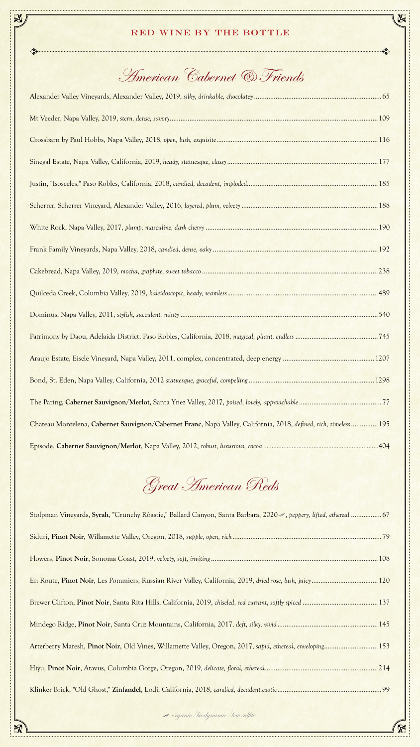# RED WINE BY THE BOTTLE

## *American Cabernet & Friends*

Alexander Valley Vineyards, Alexander Valley, 2019, *silky, drinkable, chocolatey* ........ 65

Mt Veeder, Napa Valley, 2019, *stern, dense, savory* ........ 109

Crossbarn by Paul Hobbs, Napa Valley, 2018, *open, lush, exquisite* ........ 116

Sinegal Estate, Napa Valley, California, 2019, *heady, statuesque, classy* ........ 177

Justin, "Isosceles," Paso Robles, California, 2018, *candied, decadent, imploded* ........ 185

Scherrer, Scherrer Vineyard, Alexander Valley, 2016, *layered, plum, velvety* ........ 188

White Rock, Napa Valley, 2017, *plump, masculine, dark cherry* ........ 190

Frank Family Vineyards, Napa Valley, 2018, *candied, dense, oaky* ........ 192

Cakebread, Napa Valley, 2019, *mocha, graphite, sweet tobacco* ........ 238

Quilceda Creek, Columbia Valley, 2019, *kaleidoscopic, heady, seamless* ........ 489

Dominus, Napa Valley, 2011, *stylish, succulent, minty* ........ 540

Patrimony by Daou, Adelaida District, Paso Robles, California, 2018, *magical, pliant, endless* ........ 745

Araujo Estate, Eisele Vineyard, Napa Valley, 2011, complex, concentrated, deep energy ........ 1207

Bond, St. Eden, Napa Valley, California, 2012 *statuesque, graceful, compelling* ........ 1298

The Paring, **Cabernet Sauvignon/Merlot**, Santa Ynez Valley, 2017, *poised, lovely, approachable* ........ 77

Chateau Montelena, **Cabernet Sauvignon/Cabernet Franc**, Napa Valley, California, 2018, *defined, rich, timeless* ........ 195

Episode, **Cabernet Sauvignon/Merlot**, Napa Valley, 2012, *robust, luxurious, cocoa* ........ 404

## *Great American Reds*

Stolpman Vineyards, **Syrah**, "Crunchy Rôastie," Ballard Canyon, Santa Barbara, 2020 ❦, *peppery, lifted, ethereal* ........ 67

Siduri, **Pinot Noir**, Willamette Valley, Oregon, 2018, *supple, open, rich* ........ 79

Flowers, **Pinot Noir**, Sonoma Coast, 2019, *velvety, soft, inviting* ........ 108

En Route, **Pinot Noir**, Les Pommiers, Russian River Valley, California, 2019, *dried rose, lush, juicy* ........ 120

Brewer Clifton, **Pinot Noir**, Santa Rita Hills, California, 2019, *chiseled, red currant, softly spiced* ........ 137

Mindego Ridge, **Pinot Noir**, Santa Cruz Mountains, California, 2017, *deft, silky, vivid* ........ 145

Arterberry Maresh, **Pinot Noir**, Old Vines, Willamette Valley, Oregon, 2017, *sapid, ethereal, enveloping* ........ 153

Hiyu, **Pinot Noir**, Atavus, Columbia Gorge, Oregon, 2019, *delicate, floral, ethereal* ........ 214

Klinker Brick, "Old Ghost," **Zinfandel**, Lodi, California, 2018, *candied, decadent,exotic* ........ 99

❦ *organic/biodynamic/low-sulfite*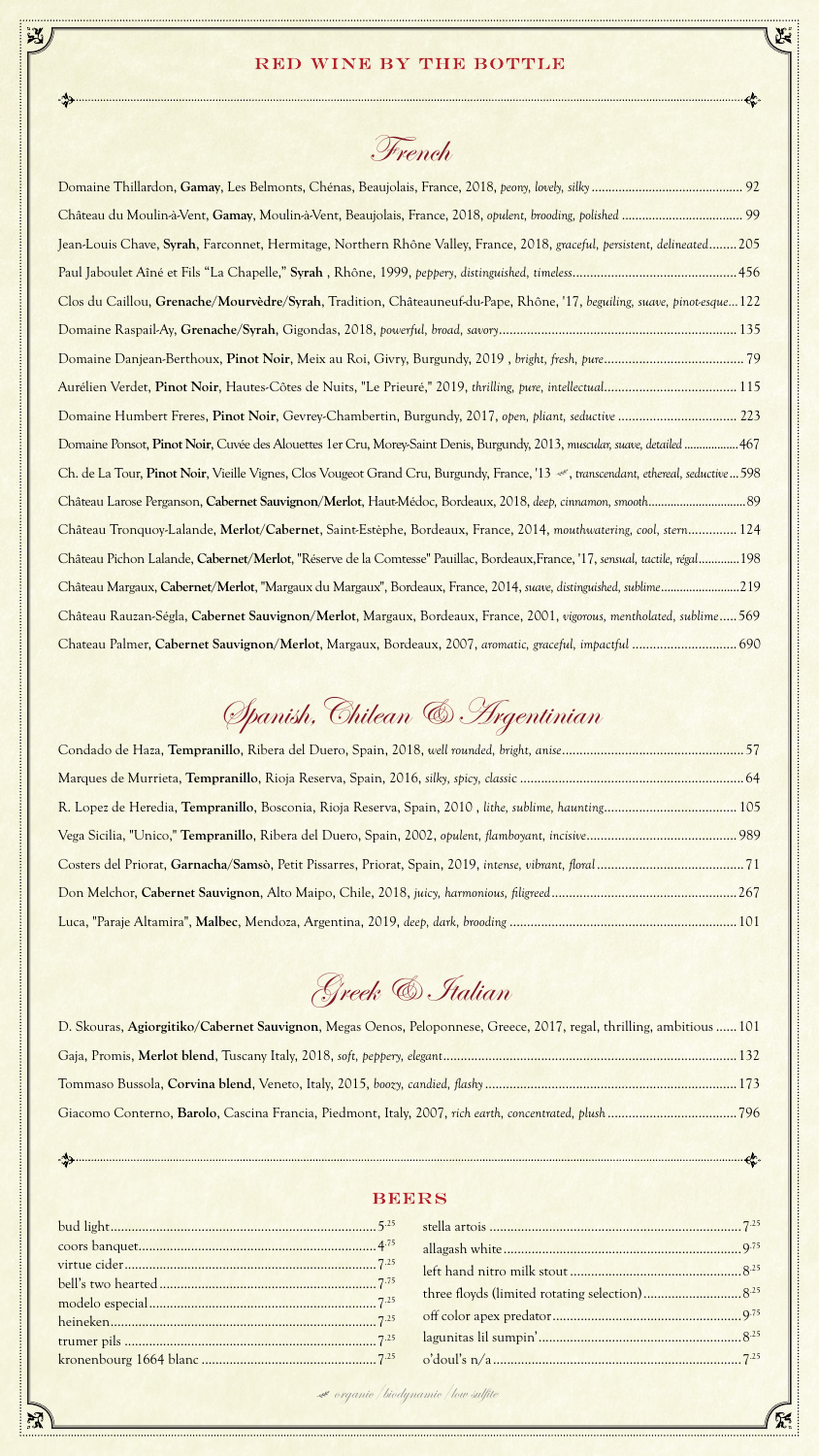# RED WINE BY THE BOTTLE

## French

Domaine Thillardon, **Gamay**, Les Belmonts, Chénas, Beaujolais, France, 2018, *peony, lovely, silky* ............ 92

Château du Moulin-à-Vent, **Gamay**, Moulin-à-Vent, Beaujolais, France, 2018, *opulent, brooding, polished* ............ 99

Jean-Louis Chave, **Syrah**, Farconnet, Hermitage, Northern Rhône Valley, France, 2018, *graceful, persistent, delineated* ............ 205

Paul Jaboulet Aîné et Fils "La Chapelle," **Syrah** , Rhône, 1999, *peppery, distinguished, timeless* ............ 456

Clos du Caillou, **Grenache/Mourvèdre/Syrah**, Tradition, Châteauneuf-du-Pape, Rhône, '17, *beguiling, suave, pinot-esque* ... 122

Domaine Raspail-Ay, **Grenache/Syrah**, Gigondas, 2018, *powerful, broad, savory* ............ 135

Domaine Danjean-Berthoux, **Pinot Noir**, Meix au Roi, Givry, Burgundy, 2019 , *bright, fresh, pure* ............ 79

Aurélien Verdet, **Pinot Noir**, Hautes-Côtes de Nuits, "Le Prieuré," 2019, *thrilling, pure, intellectual* ............ 115

Domaine Humbert Freres, **Pinot Noir**, Gevrey-Chambertin, Burgundy, 2017, *open, pliant, seductive* ............ 223

Domaine Ponsot, **Pinot Noir**, Cuvée des Alouettes 1er Cru, Morey-Saint Denis, Burgundy, 2013, *muscular, suave, detailed* ............ 467

Ch. de La Tour, **Pinot Noir**, Vieille Vignes, Clos Vougeot Grand Cru, Burgundy, France, '13 ❦, *transcendant, ethereal, seductive* ... 598

Château Larose Perganson, **Cabernet Sauvignon/Merlot**, Haut-Médoc, Bordeaux, 2018, *deep, cinnamon, smooth* ............ 89

Château Tronquoy-Lalande, **Merlot/Cabernet**, Saint-Estèphe, Bordeaux, France, 2014, *mouthwatering, cool, stern* ............ 124

Château Pichon Lalande, **Cabernet/Merlot**, "Réserve de la Comtesse" Pauillac, Bordeaux,France, '17, *sensual, tactile, régal* ............ 198

Château Margaux, **Cabernet/Merlot**, "Margaux du Margaux", Bordeaux, France, 2014, *suave, distinguished, sublime* ............ 219

Château Rauzan-Ségla, **Cabernet Sauvignon/Merlot**, Margaux, Bordeaux, France, 2001, *vigorous, mentholated, sublime* ..... 569

Chateau Palmer, **Cabernet Sauvignon/Merlot**, Margaux, Bordeaux, 2007, *aromatic, graceful, impactful* ............ 690

## Spanish, Chilean & Argentinian

Condado de Haza, **Tempranillo**, Ribera del Duero, Spain, 2018, *well rounded, bright, anise* ............ 57

Marques de Murrieta, **Tempranillo**, Rioja Reserva, Spain, 2016, *silky, spicy, classic* ............ 64

R. Lopez de Heredia, **Tempranillo**, Bosconia, Rioja Reserva, Spain, 2010 , *lithe, sublime, haunting* ............ 105

Vega Sicilia, "Unico," **Tempranillo**, Ribera del Duero, Spain, 2002, *opulent, flamboyant, incisive* ............ 989

Costers del Priorat, **Garnacha/Samsò**, Petit Pissarres, Priorat, Spain, 2019, *intense, vibrant, floral* ............ 71

Don Melchor, **Cabernet Sauvignon**, Alto Maipo, Chile, 2018, *juicy, harmonious, filigreed* ............ 267

Luca, "Paraje Altamira", **Malbec**, Mendoza, Argentina, 2019, *deep, dark, brooding* ............ 101

## Greek & Italian

D. Skouras, **Agiorgitiko/Cabernet Sauvignon**, Megas Oenos, Peloponnese, Greece, 2017, regal, thrilling, ambitious ...... 101

Gaja, Promis, **Merlot blend**, Tuscany Italy, 2018, *soft, peppery, elegant* ............ 132

Tommaso Bussola, **Corvina blend**, Veneto, Italy, 2015, *boozy, candied, flashy* ............ 173

Giacomo Conterno, **Barolo**, Cascina Francia, Piedmont, Italy, 2007, *rich earth, concentrated, plush* ............ 796

# BEERS

bud light ............ 5.25
coors banquet ............ 4.75
virtue cider ............ 7.25
bell's two hearted ............ 7.75
modelo especial ............ 7.25
heineken ............ 7.25
trumer pils ............ 7.25
kronenbourg 1664 blanc ............ 7.25
stella artois ............ 7.25
allagash white ............ 9.75
left hand nitro milk stout ............ 8.25
three floyds (limited rotating selection) ............ 8.25
off color apex predator ............ 9.75
lagunitas lil sumpin' ............ 8.25
o'doul's n/a ............ 7.25

❦ *organic/biodynamic/low-sulfite*